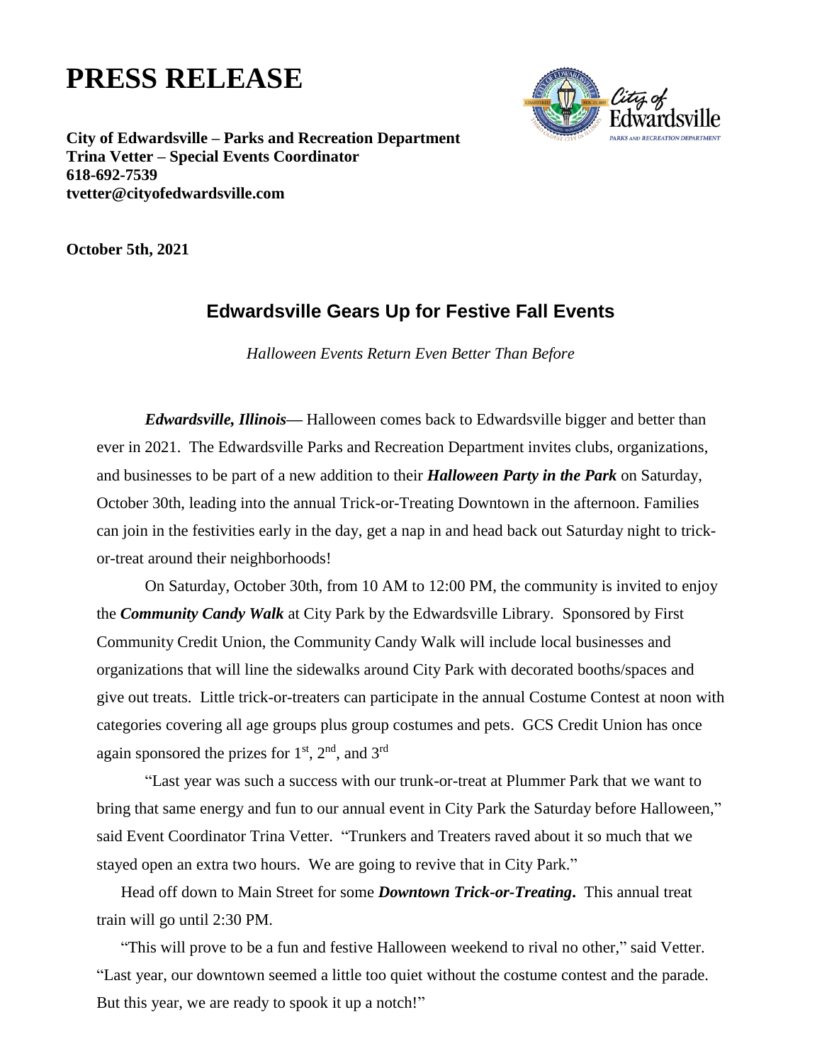# PRESS RELEASE

**City of Edwardsville – Parks and Recreation Department**
**Trina Vetter – Special Events Coordinator**
**618-692-7539**
**tvetter@cityofedwardsville.com**

**October 5th, 2021**

## Edwardsville Gears Up for Festive Fall Events

*Halloween Events Return Even Better Than Before*

***Edwardsville, Illinois***— Halloween comes back to Edwardsville bigger and better than ever in 2021. The Edwardsville Parks and Recreation Department invites clubs, organizations, and businesses to be part of a new addition to their ***Halloween Party in the Park*** on Saturday, October 30th, leading into the annual Trick-or-Treating Downtown in the afternoon. Families can join in the festivities early in the day, get a nap in and head back out Saturday night to trick-or-treat around their neighborhoods!

On Saturday, October 30th, from 10 AM to 12:00 PM, the community is invited to enjoy the ***Community Candy Walk*** at City Park by the Edwardsville Library. Sponsored by First Community Credit Union, the Community Candy Walk will include local businesses and organizations that will line the sidewalks around City Park with decorated booths/spaces and give out treats. Little trick-or-treaters can participate in the annual Costume Contest at noon with categories covering all age groups plus group costumes and pets. GCS Credit Union has once again sponsored the prizes for 1st, 2nd, and 3rd

"Last year was such a success with our trunk-or-treat at Plummer Park that we want to bring that same energy and fun to our annual event in City Park the Saturday before Halloween," said Event Coordinator Trina Vetter. "Trunkers and Treaters raved about it so much that we stayed open an extra two hours. We are going to revive that in City Park."

Head off down to Main Street for some ***Downtown Trick-or-Treating***. This annual treat train will go until 2:30 PM.

"This will prove to be a fun and festive Halloween weekend to rival no other," said Vetter. "Last year, our downtown seemed a little too quiet without the costume contest and the parade. But this year, we are ready to spook it up a notch!"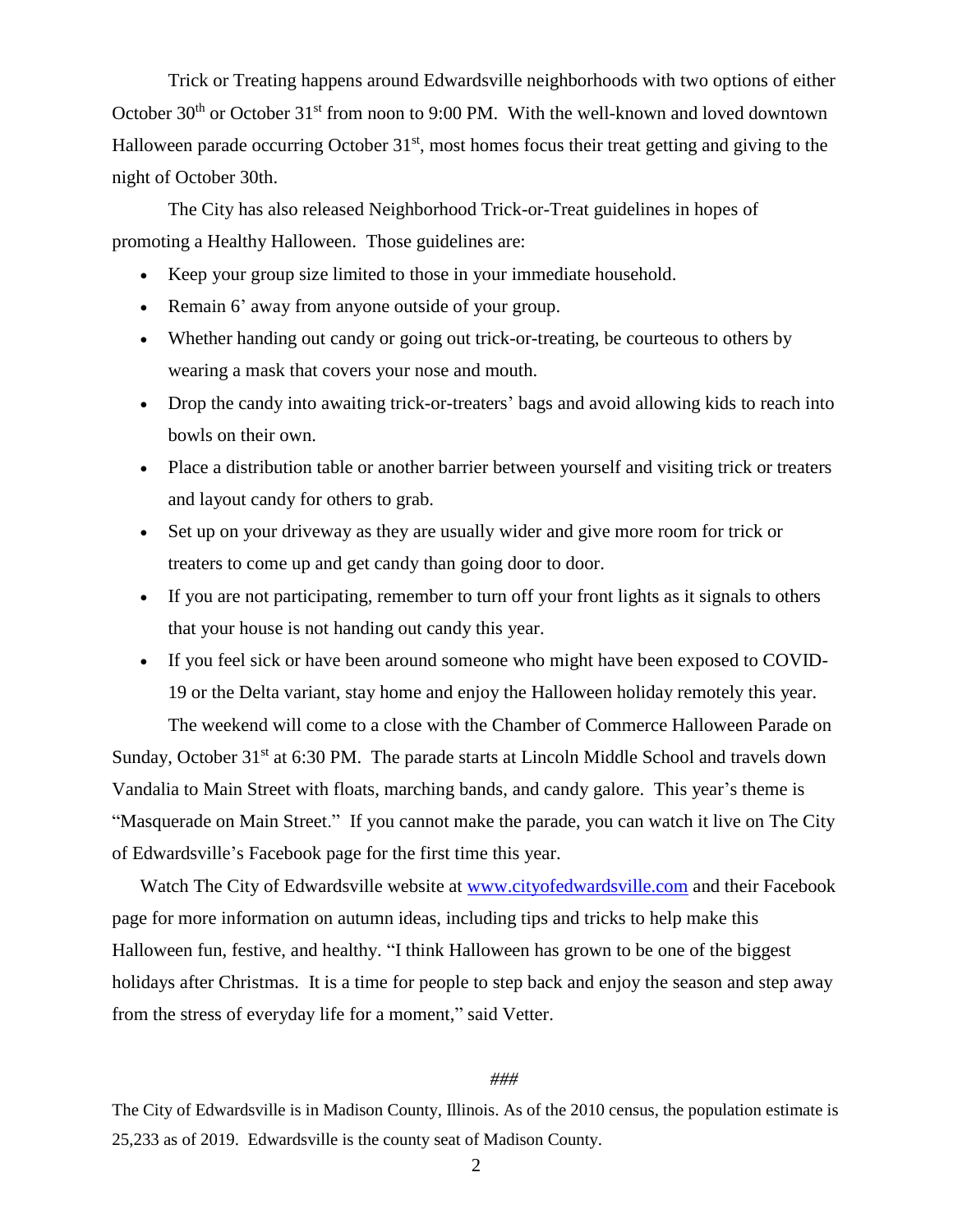Trick or Treating happens around Edwardsville neighborhoods with two options of either October 30th or October 31st from noon to 9:00 PM. With the well-known and loved downtown Halloween parade occurring October 31st, most homes focus their treat getting and giving to the night of October 30th.

The City has also released Neighborhood Trick-or-Treat guidelines in hopes of promoting a Healthy Halloween. Those guidelines are:

- Keep your group size limited to those in your immediate household.
- Remain 6' away from anyone outside of your group.
- Whether handing out candy or going out trick-or-treating, be courteous to others by wearing a mask that covers your nose and mouth.
- Drop the candy into awaiting trick-or-treaters' bags and avoid allowing kids to reach into bowls on their own.
- Place a distribution table or another barrier between yourself and visiting trick or treaters and layout candy for others to grab.
- Set up on your driveway as they are usually wider and give more room for trick or treaters to come up and get candy than going door to door.
- If you are not participating, remember to turn off your front lights as it signals to others that your house is not handing out candy this year.
- If you feel sick or have been around someone who might have been exposed to COVID-19 or the Delta variant, stay home and enjoy the Halloween holiday remotely this year.

The weekend will come to a close with the Chamber of Commerce Halloween Parade on Sunday, October 31st at 6:30 PM. The parade starts at Lincoln Middle School and travels down Vandalia to Main Street with floats, marching bands, and candy galore. This year's theme is "Masquerade on Main Street." If you cannot make the parade, you can watch it live on The City of Edwardsville's Facebook page for the first time this year.

Watch The City of Edwardsville website at [www.cityofedwardsville.com](http://www.cityofedwardsville.com) and their Facebook page for more information on autumn ideas, including tips and tricks to help make this Halloween fun, festive, and healthy. "I think Halloween has grown to be one of the biggest holidays after Christmas. It is a time for people to step back and enjoy the season and step away from the stress of everyday life for a moment," said Vetter.

*###*

The City of Edwardsville is in Madison County, Illinois. As of the 2010 census, the population estimate is 25,233 as of 2019. Edwardsville is the county seat of Madison County.